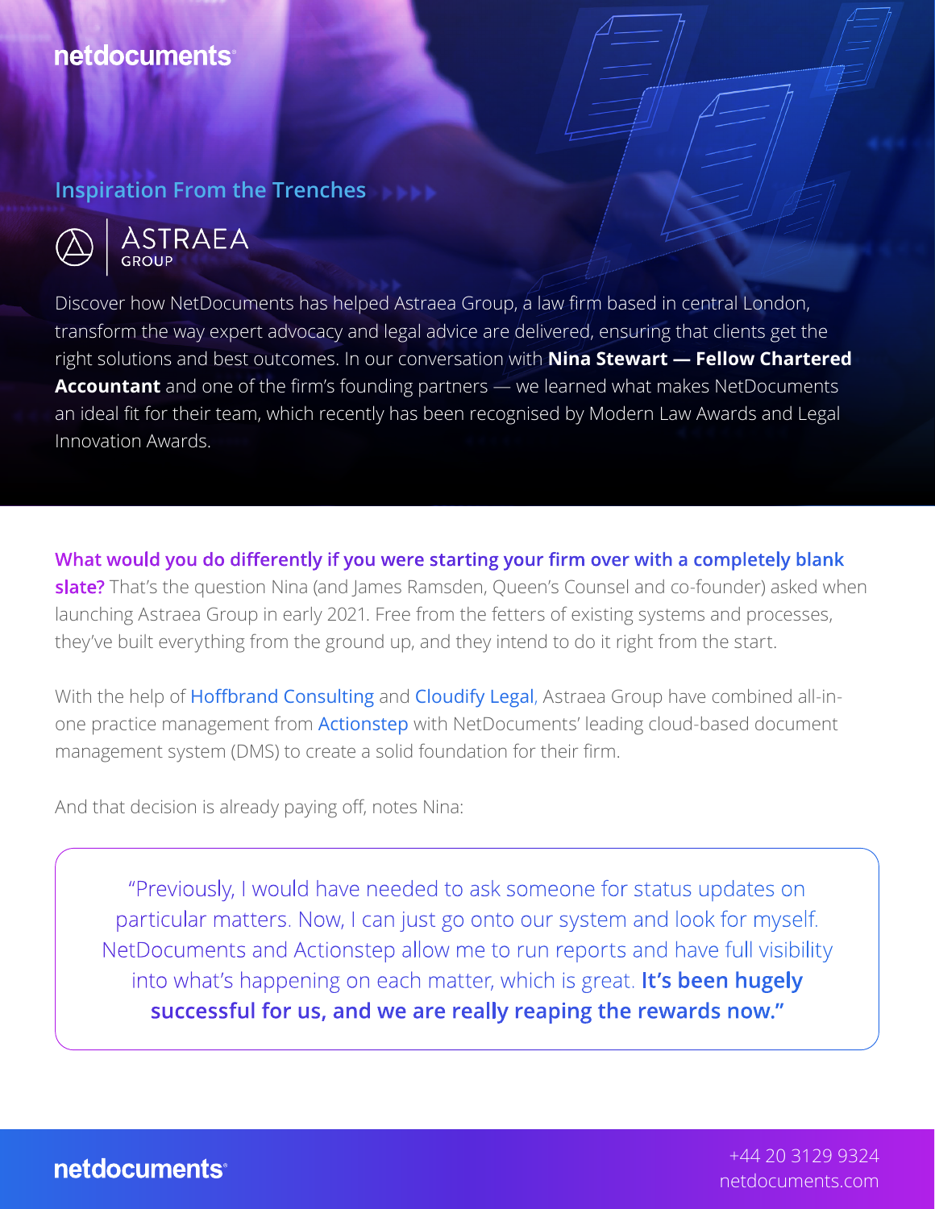netdocuments

## Inspiration From the Trenches

ASTRAEA GROUP

Discover how NetDocuments has helped Astraea Group, a law firm based in central London, transform the way expert advocacy and legal advice are delivered, ensuring that clients get the right solutions and best outcomes. In our conversation with **Nina Stewart — Fellow Chartered Accountant** and one of the firm's founding partners — we learned what makes NetDocuments an ideal fit for their team, which recently has been recognised by Modern Law Awards and Legal Innovation Awards.

**What would you do differently if you were starting your firm over with a completely blank slate?** That's the question Nina (and James Ramsden, Queen's Counsel and co-founder) asked when launching Astraea Group in early 2021. Free from the fetters of existing systems and processes, they've built everything from the ground up, and they intend to do it right from the start.

With the help of Hoffbrand Consulting and Cloudify Legal, Astraea Group have combined all-in-one practice management from Actionstep with NetDocuments' leading cloud-based document management system (DMS) to create a solid foundation for their firm.

And that decision is already paying off, notes Nina:

> "Previously, I would have needed to ask someone for status updates on particular matters. Now, I can just go onto our system and look for myself. NetDocuments and Actionstep allow me to run reports and have full visibility into what's happening on each matter, which is great. **It's been hugely successful for us, and we are really reaping the rewards now."**

netdocuments

+44 20 3129 9324
netdocuments.com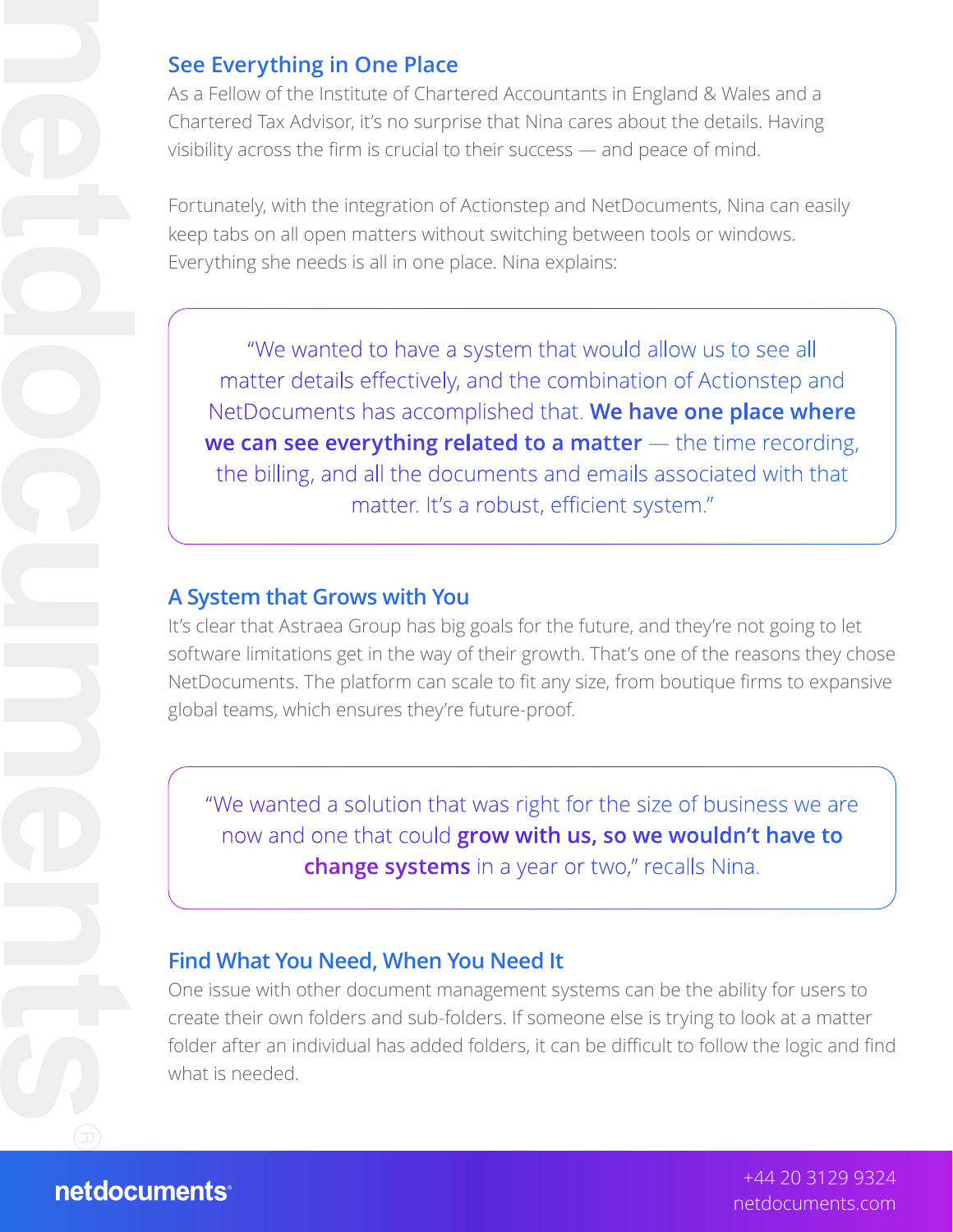## See Everything in One Place

As a Fellow of the Institute of Chartered Accountants in England & Wales and a Chartered Tax Advisor, it's no surprise that Nina cares about the details. Having visibility across the firm is crucial to their success — and peace of mind.

Fortunately, with the integration of Actionstep and NetDocuments, Nina can easily keep tabs on all open matters without switching between tools or windows. Everything she needs is all in one place. Nina explains:

> "We wanted to have a system that would allow us to see all matter details effectively, and the combination of Actionstep and NetDocuments has accomplished that. **We have one place where we can see everything related to a matter** — the time recording, the billing, and all the documents and emails associated with that matter. It's a robust, efficient system."

## A System that Grows with You

It's clear that Astraea Group has big goals for the future, and they're not going to let software limitations get in the way of their growth. That's one of the reasons they chose NetDocuments. The platform can scale to fit any size, from boutique firms to expansive global teams, which ensures they're future-proof.

> "We wanted a solution that was right for the size of business we are now and one that could **grow with us, so we wouldn't have to change systems** in a year or two," recalls Nina.

## Find What You Need, When You Need It

One issue with other document management systems can be the ability for users to create their own folders and sub-folders. If someone else is trying to look at a matter folder after an individual has added folders, it can be difficult to follow the logic and find what is needed.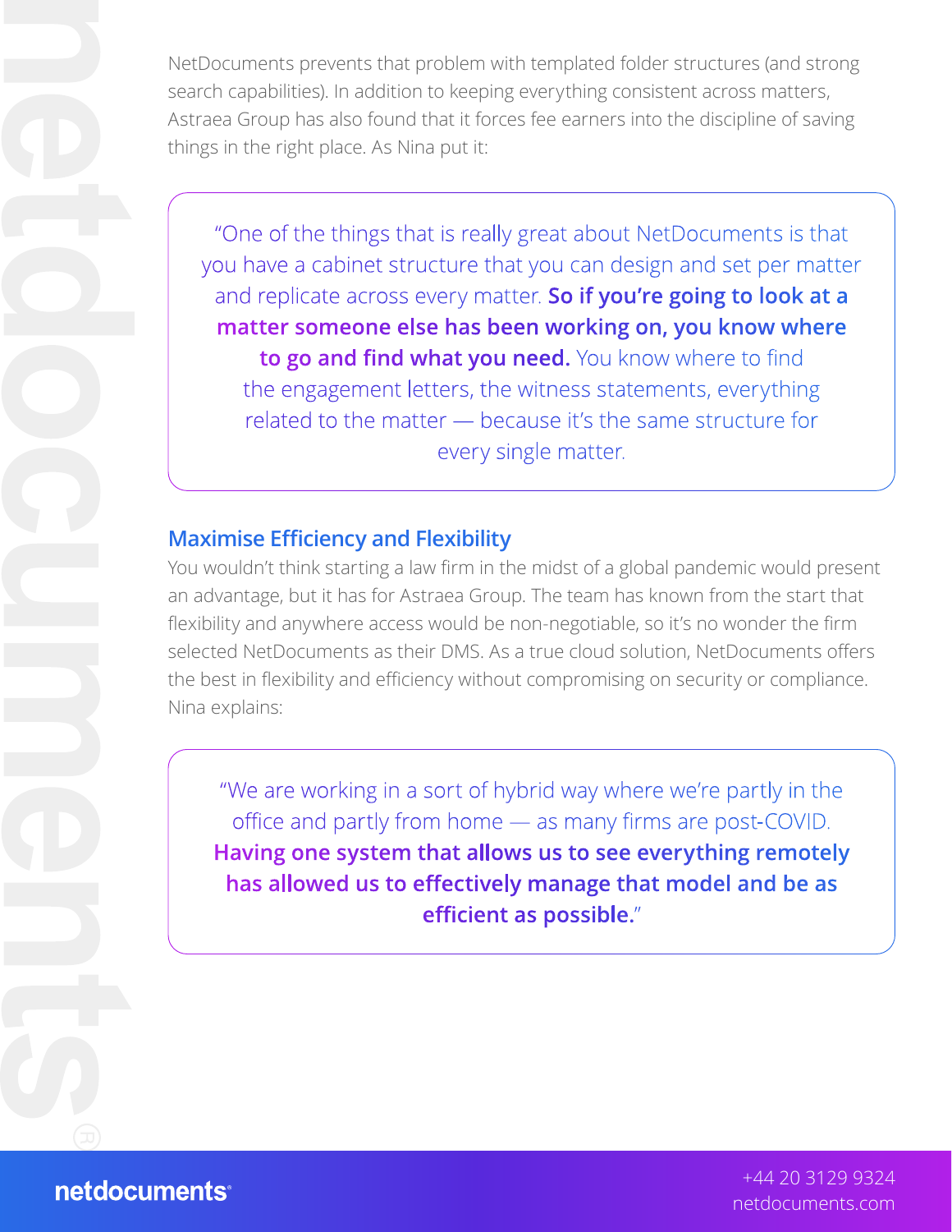NetDocuments prevents that problem with templated folder structures (and strong search capabilities). In addition to keeping everything consistent across matters, Astraea Group has also found that it forces fee earners into the discipline of saving things in the right place. As Nina put it:

> "One of the things that is really great about NetDocuments is that you have a cabinet structure that you can design and set per matter and replicate across every matter. **So if you're going to look at a matter someone else has been working on, you know where to go and find what you need.** You know where to find the engagement letters, the witness statements, everything related to the matter — because it's the same structure for every single matter.

## Maximise Efficiency and Flexibility

You wouldn't think starting a law firm in the midst of a global pandemic would present an advantage, but it has for Astraea Group. The team has known from the start that flexibility and anywhere access would be non-negotiable, so it's no wonder the firm selected NetDocuments as their DMS. As a true cloud solution, NetDocuments offers the best in flexibility and efficiency without compromising on security or compliance. Nina explains:

> "We are working in a sort of hybrid way where we're partly in the office and partly from home — as many firms are post-COVID. **Having one system that allows us to see everything remotely has allowed us to effectively manage that model and be as efficient as possible.**"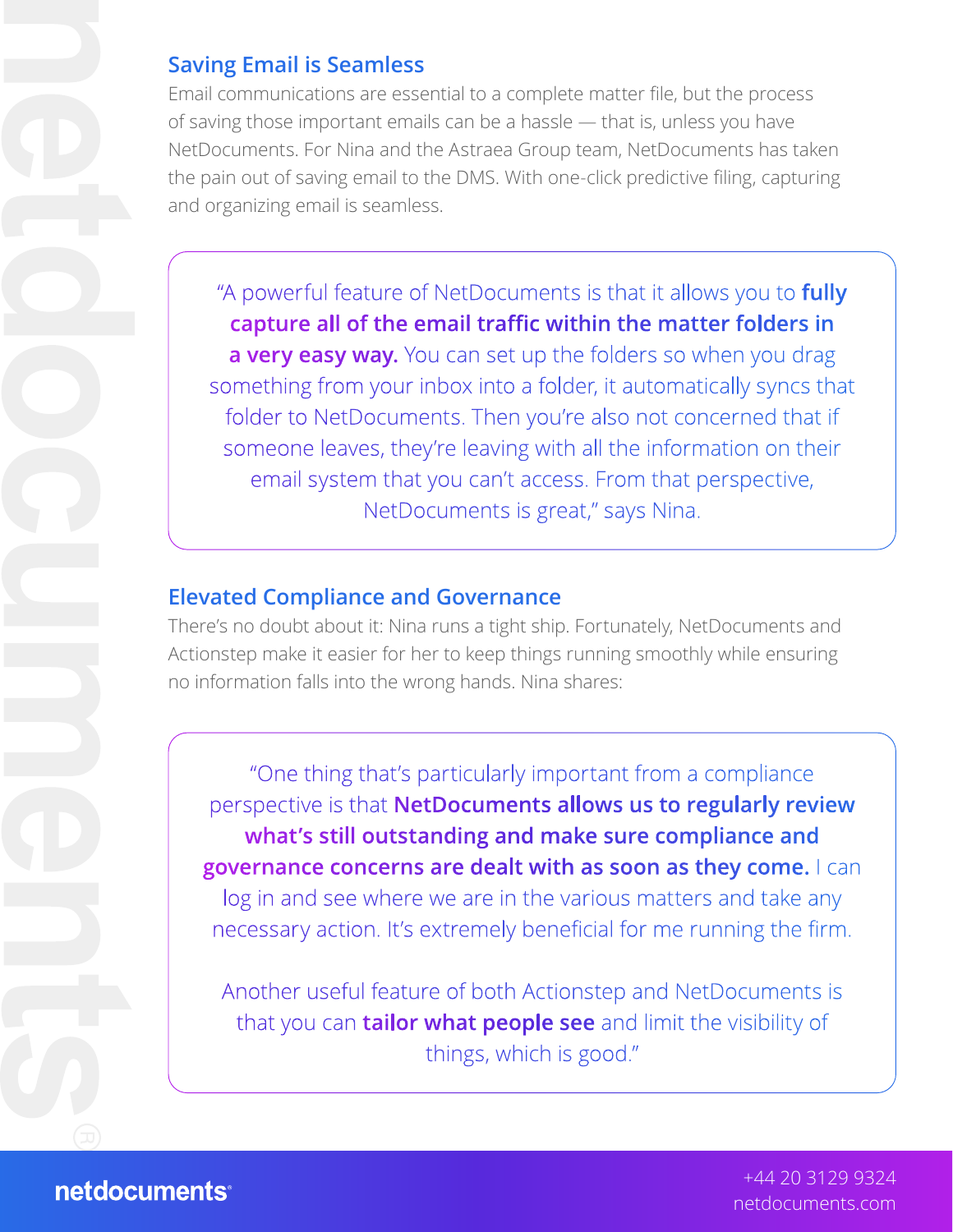## Saving Email is Seamless

Email communications are essential to a complete matter file, but the process of saving those important emails can be a hassle — that is, unless you have NetDocuments. For Nina and the Astraea Group team, NetDocuments has taken the pain out of saving email to the DMS. With one-click predictive filing, capturing and organizing email is seamless.

> "A powerful feature of NetDocuments is that it allows you to **fully capture all of the email traffic within the matter folders in a very easy way.** You can set up the folders so when you drag something from your inbox into a folder, it automatically syncs that folder to NetDocuments. Then you're also not concerned that if someone leaves, they're leaving with all the information on their email system that you can't access. From that perspective, NetDocuments is great," says Nina.

## Elevated Compliance and Governance

There's no doubt about it: Nina runs a tight ship. Fortunately, NetDocuments and Actionstep make it easier for her to keep things running smoothly while ensuring no information falls into the wrong hands. Nina shares:

> "One thing that's particularly important from a compliance perspective is that **NetDocuments allows us to regularly review what's still outstanding and make sure compliance and governance concerns are dealt with as soon as they come.** I can log in and see where we are in the various matters and take any necessary action. It's extremely beneficial for me running the firm.
>
> Another useful feature of both Actionstep and NetDocuments is that you can **tailor what people see** and limit the visibility of things, which is good."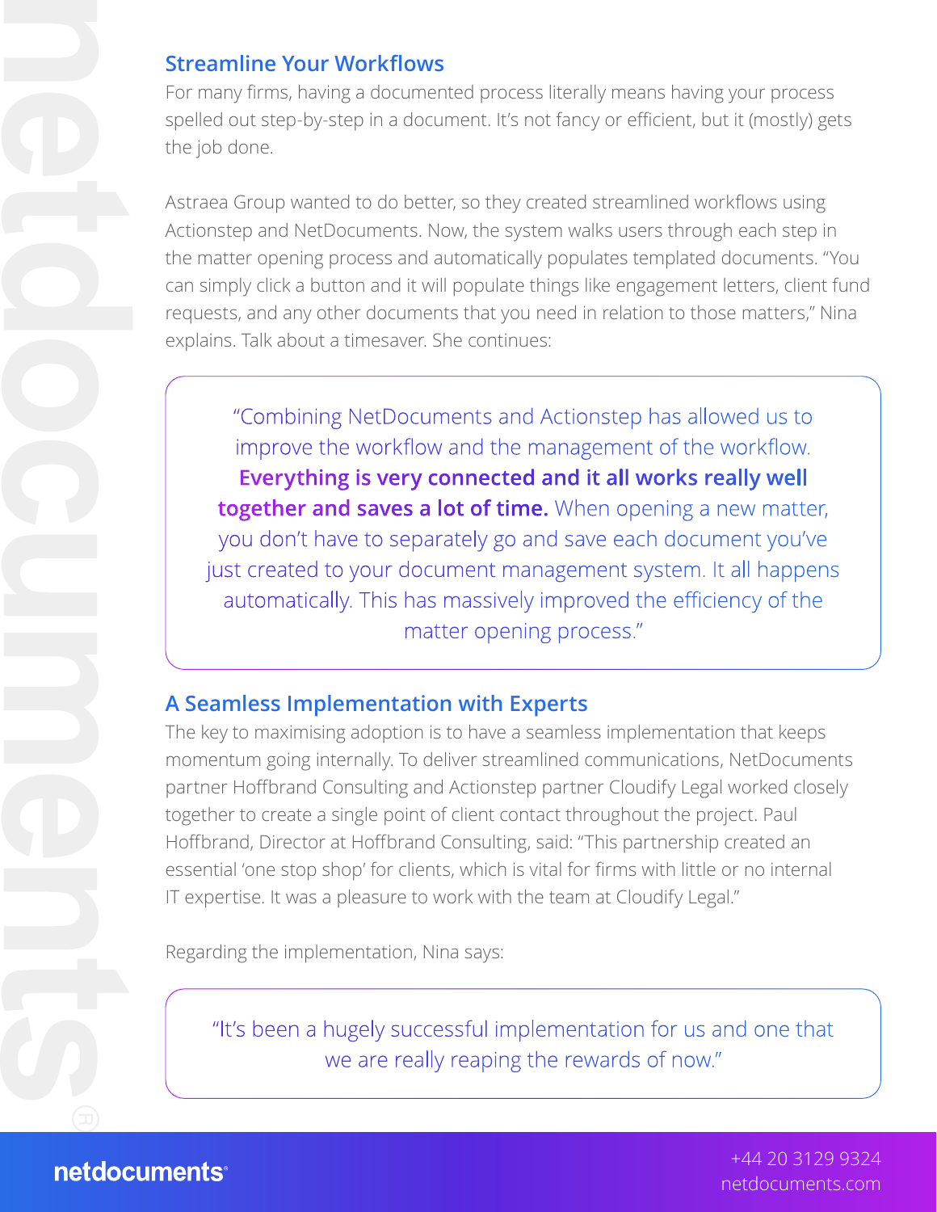## Streamline Your Workflows

For many firms, having a documented process literally means having your process spelled out step-by-step in a document. It's not fancy or efficient, but it (mostly) gets the job done.

Astraea Group wanted to do better, so they created streamlined workflows using Actionstep and NetDocuments. Now, the system walks users through each step in the matter opening process and automatically populates templated documents. "You can simply click a button and it will populate things like engagement letters, client fund requests, and any other documents that you need in relation to those matters," Nina explains. Talk about a timesaver. She continues:

> "Combining NetDocuments and Actionstep has allowed us to improve the workflow and the management of the workflow. **Everything is very connected and it all works really well together and saves a lot of time.** When opening a new matter, you don't have to separately go and save each document you've just created to your document management system. It all happens automatically. This has massively improved the efficiency of the matter opening process."

## A Seamless Implementation with Experts

The key to maximising adoption is to have a seamless implementation that keeps momentum going internally. To deliver streamlined communications, NetDocuments partner Hoffbrand Consulting and Actionstep partner Cloudify Legal worked closely together to create a single point of client contact throughout the project. Paul Hoffbrand, Director at Hoffbrand Consulting, said: "This partnership created an essential 'one stop shop' for clients, which is vital for firms with little or no internal IT expertise. It was a pleasure to work with the team at Cloudify Legal."

Regarding the implementation, Nina says:

> "It's been a hugely successful implementation for us and one that we are really reaping the rewards of now."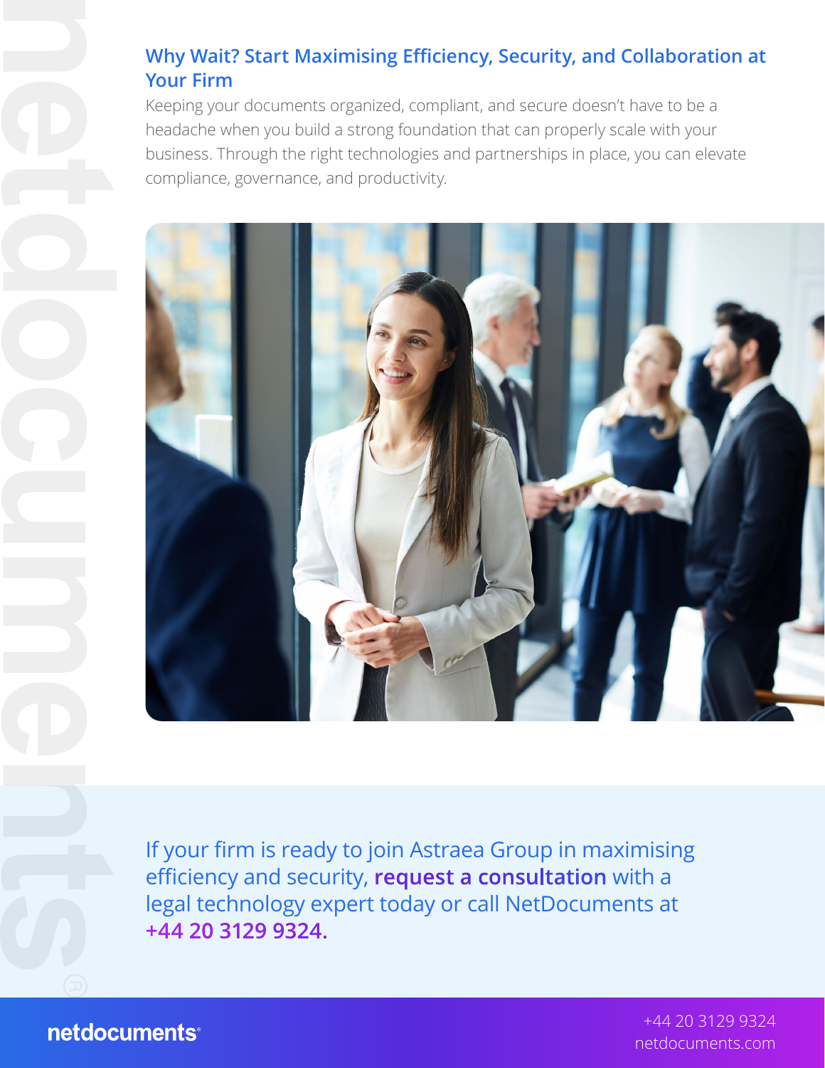## Why Wait? Start Maximising Efficiency, Security, and Collaboration at Your Firm

Keeping your documents organized, compliant, and secure doesn't have to be a headache when you build a strong foundation that can properly scale with your business. Through the right technologies and partnerships in place, you can elevate compliance, governance, and productivity.

If your firm is ready to join Astraea Group in maximising efficiency and security, **request a consultation** with a legal technology expert today or call NetDocuments at **+44 20 3129 9324.**

netdocuments

+44 20 3129 9324
netdocuments.com